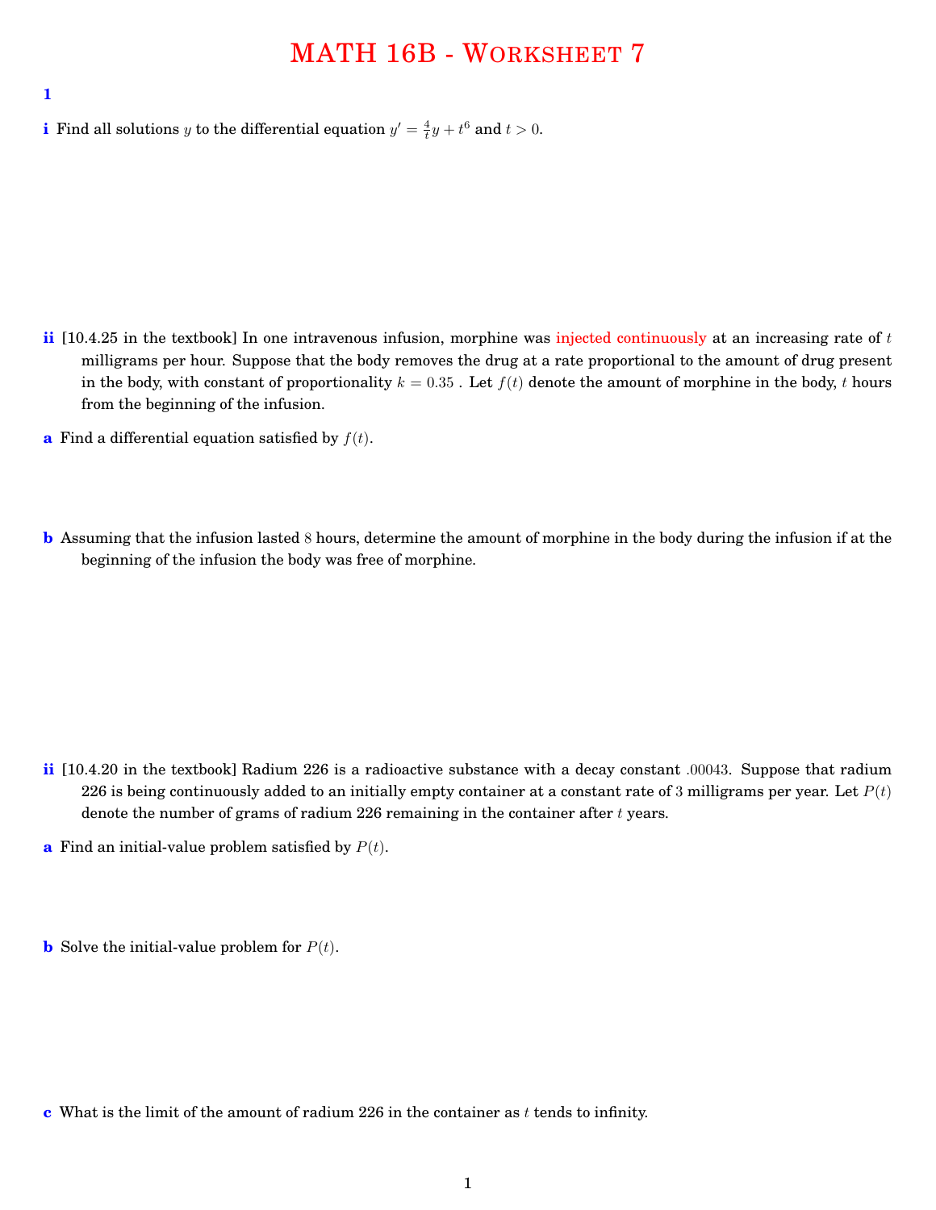# MATH 16B - Worksheet 7

## 1

**i** Find all solutions $y$ to the differential equation $y' = \frac{4}{t}y + t^6$ and $t > 0$.

**ii** [10.4.25 in the textbook] In one intravenous infusion, morphine was injected continuously at an increasing rate of $t$ milligrams per hour. Suppose that the body removes the drug at a rate proportional to the amount of drug present in the body, with constant of proportionality $k = 0.35$ . Let $f(t)$ denote the amount of morphine in the body, $t$ hours from the beginning of the infusion.

**a** Find a differential equation satisfied by $f(t)$.

**b** Assuming that the infusion lasted $8$ hours, determine the amount of morphine in the body during the infusion if at the beginning of the infusion the body was free of morphine.

**ii** [10.4.20 in the textbook] Radium 226 is a radioactive substance with a decay constant $.00043$. Suppose that radium 226 is being continuously added to an initially empty container at a constant rate of $3$ milligrams per year. Let $P(t)$ denote the number of grams of radium 226 remaining in the container after $t$ years.

**a** Find an initial-value problem satisfied by $P(t)$.

**b** Solve the initial-value problem for $P(t)$.

**c** What is the limit of the amount of radium 226 in the container as $t$ tends to infinity.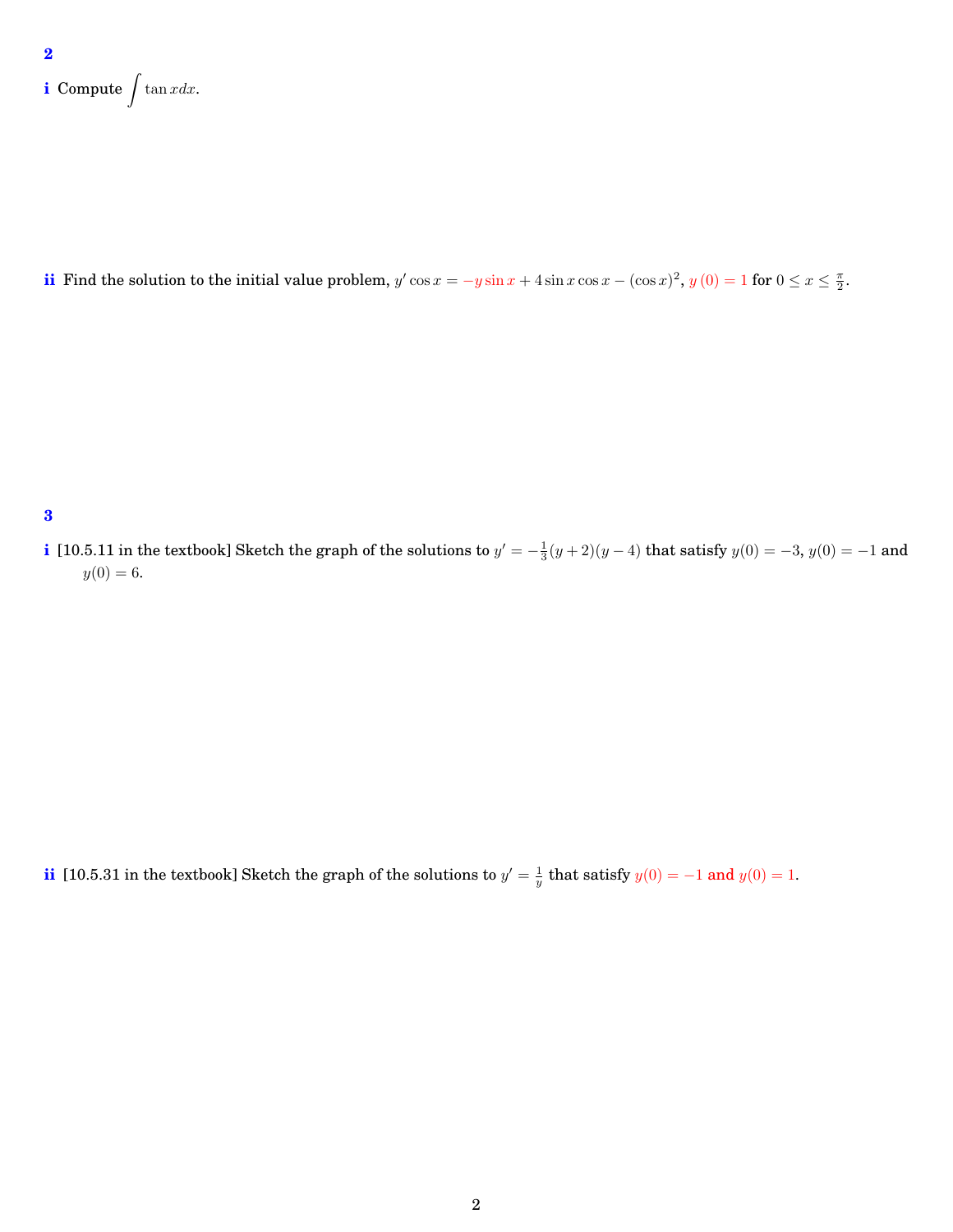**2**

**i** Compute $\int \tan x dx$.

**ii** Find the solution to the initial value problem, $y' \cos x = -y \sin x + 4 \sin x \cos x - (\cos x)^2$, $y(0) = 1$ for $0 \leq x \leq \frac{\pi}{2}$.

**3**

**i** [10.5.11 in the textbook] Sketch the graph of the solutions to $y' = -\frac{1}{3}(y+2)(y-4)$ that satisfy $y(0) = -3$, $y(0) = -1$ and $y(0) = 6$.

**ii** [10.5.31 in the textbook] Sketch the graph of the solutions to $y' = \frac{1}{y}$ that satisfy $y(0) = -1$ and $y(0) = 1$.